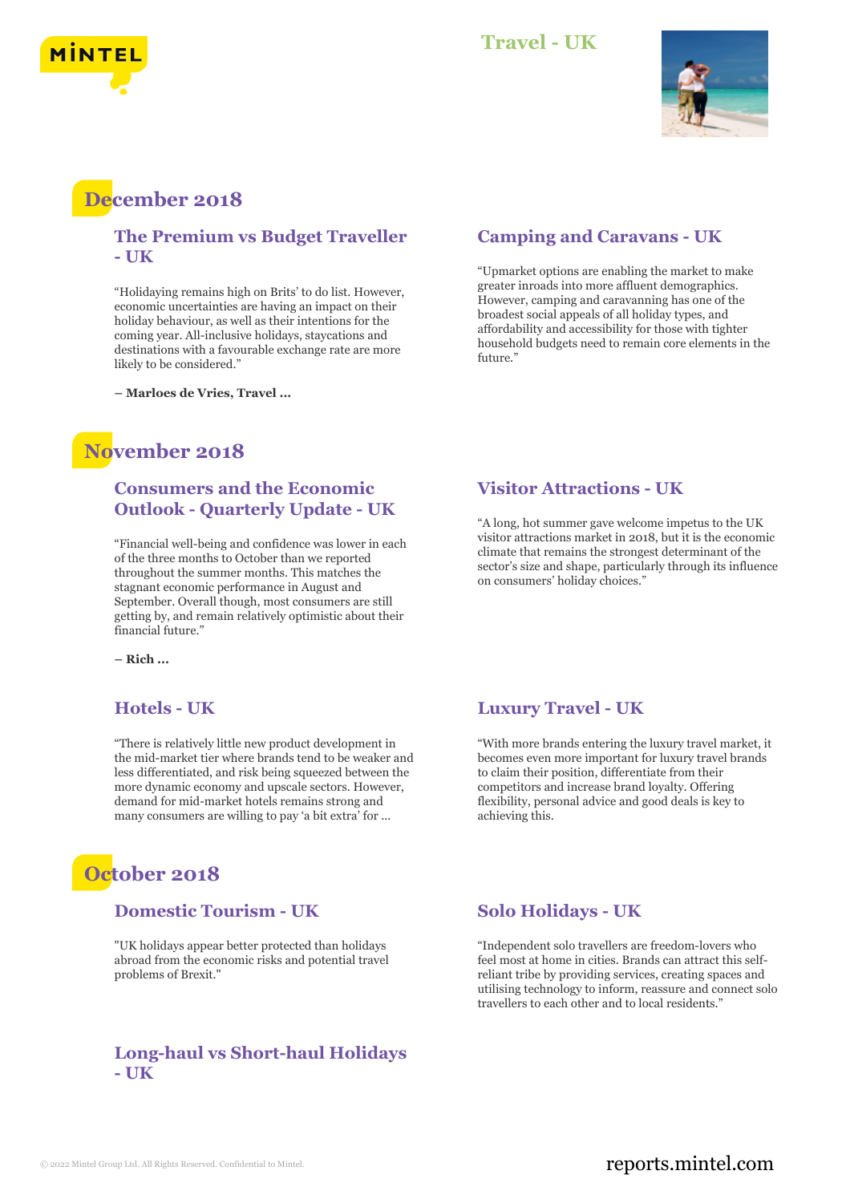# Travel - UK

## December 2018

### The Premium vs Budget Traveller - UK

"Holidaying remains high on Brits' to do list. However, economic uncertainties are having an impact on their holiday behaviour, as well as their intentions for the coming year. All-inclusive holidays, staycations and destinations with a favourable exchange rate are more likely to be considered."

**– Marloes de Vries, Travel ...**

### Camping and Caravans - UK

"Upmarket options are enabling the market to make greater inroads into more affluent demographics. However, camping and caravanning has one of the broadest social appeals of all holiday types, and affordability and accessibility for those with tighter household budgets need to remain core elements in the future."

## November 2018

### Consumers and the Economic Outlook - Quarterly Update - UK

"Financial well-being and confidence was lower in each of the three months to October than we reported throughout the summer months. This matches the stagnant economic performance in August and September. Overall though, most consumers are still getting by, and remain relatively optimistic about their financial future."

**– Rich ...**

### Visitor Attractions - UK

"A long, hot summer gave welcome impetus to the UK visitor attractions market in 2018, but it is the economic climate that remains the strongest determinant of the sector's size and shape, particularly through its influence on consumers' holiday choices."

### Hotels - UK

"There is relatively little new product development in the mid-market tier where brands tend to be weaker and less differentiated, and risk being squeezed between the more dynamic economy and upscale sectors. However, demand for mid-market hotels remains strong and many consumers are willing to pay 'a bit extra' for ...

### Luxury Travel - UK

"With more brands entering the luxury travel market, it becomes even more important for luxury travel brands to claim their position, differentiate from their competitors and increase brand loyalty. Offering flexibility, personal advice and good deals is key to achieving this.

## October 2018

### Domestic Tourism - UK

"UK holidays appear better protected than holidays abroad from the economic risks and potential travel problems of Brexit."

### Solo Holidays - UK

"Independent solo travellers are freedom-lovers who feel most at home in cities. Brands can attract this self-reliant tribe by providing services, creating spaces and utilising technology to inform, reassure and connect solo travellers to each other and to local residents."

### Long-haul vs Short-haul Holidays - UK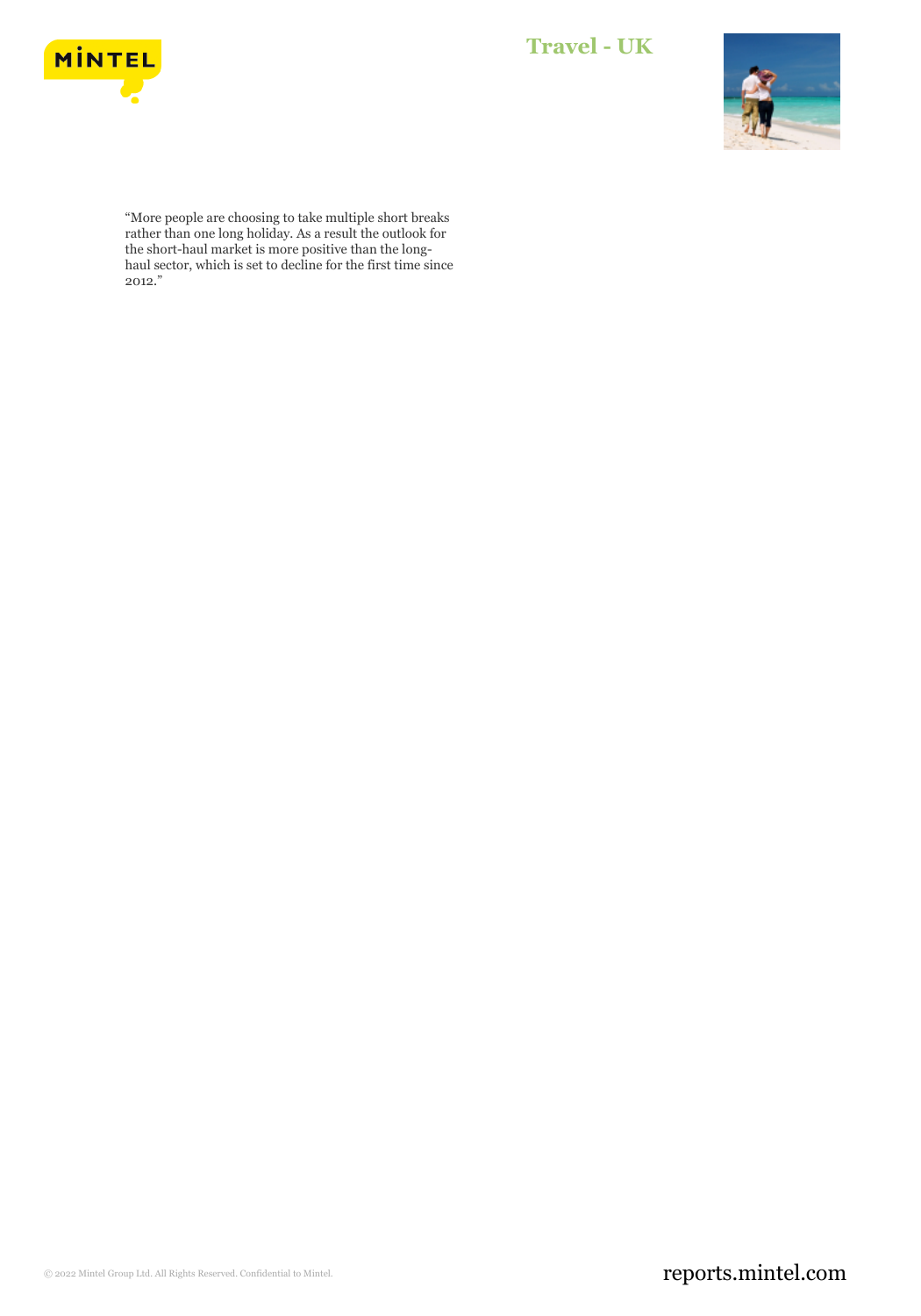“More people are choosing to take multiple short breaks rather than one long holiday. As a result the outlook for the short-haul market is more positive than the long-haul sector, which is set to decline for the first time since 2012.”